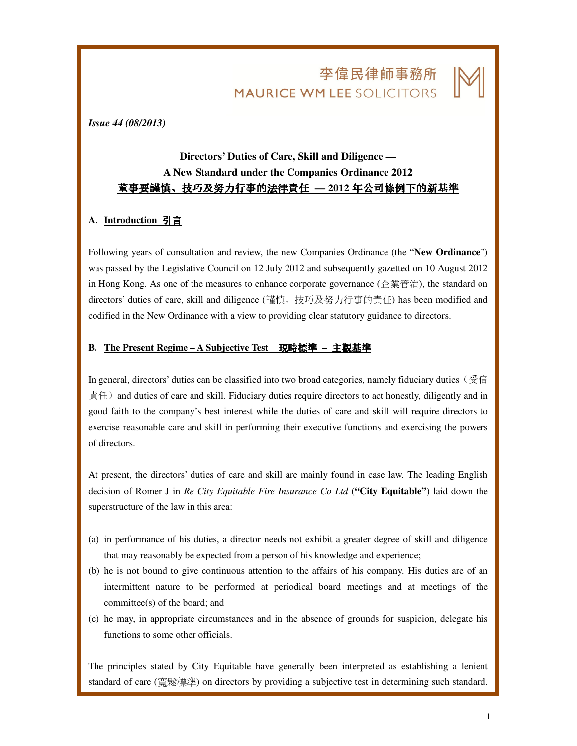李偉民律師事務所
MAURICE WM LEE SOLICITORS

*Issue 44 (08/2013)*

## Directors' Duties of Care, Skill and Diligence — A New Standard under the Companies Ordinance 2012
## 董事要謹慎、技巧及努力行事的法律責任 — 2012 年公司條例下的新基準

### A. Introduction 引言

Following years of consultation and review, the new Companies Ordinance (the "**New Ordinance**") was passed by the Legislative Council on 12 July 2012 and subsequently gazetted on 10 August 2012 in Hong Kong. As one of the measures to enhance corporate governance (企業管治), the standard on directors' duties of care, skill and diligence (謹慎、技巧及努力行事的責任) has been modified and codified in the New Ordinance with a view to providing clear statutory guidance to directors.

### B. The Present Regime – A Subjective Test 現時標準 – 主觀基準

In general, directors' duties can be classified into two broad categories, namely fiduciary duties（受信責任）and duties of care and skill. Fiduciary duties require directors to act honestly, diligently and in good faith to the company's best interest while the duties of care and skill will require directors to exercise reasonable care and skill in performing their executive functions and exercising the powers of directors.

At present, the directors' duties of care and skill are mainly found in case law. The leading English decision of Romer J in *Re City Equitable Fire Insurance Co Ltd* (**"City Equitable"**) laid down the superstructure of the law in this area:

(a) in performance of his duties, a director needs not exhibit a greater degree of skill and diligence that may reasonably be expected from a person of his knowledge and experience;
(b) he is not bound to give continuous attention to the affairs of his company. His duties are of an intermittent nature to be performed at periodical board meetings and at meetings of the committee(s) of the board; and
(c) he may, in appropriate circumstances and in the absence of grounds for suspicion, delegate his functions to some other officials.

The principles stated by City Equitable have generally been interpreted as establishing a lenient standard of care (寬鬆標準) on directors by providing a subjective test in determining such standard.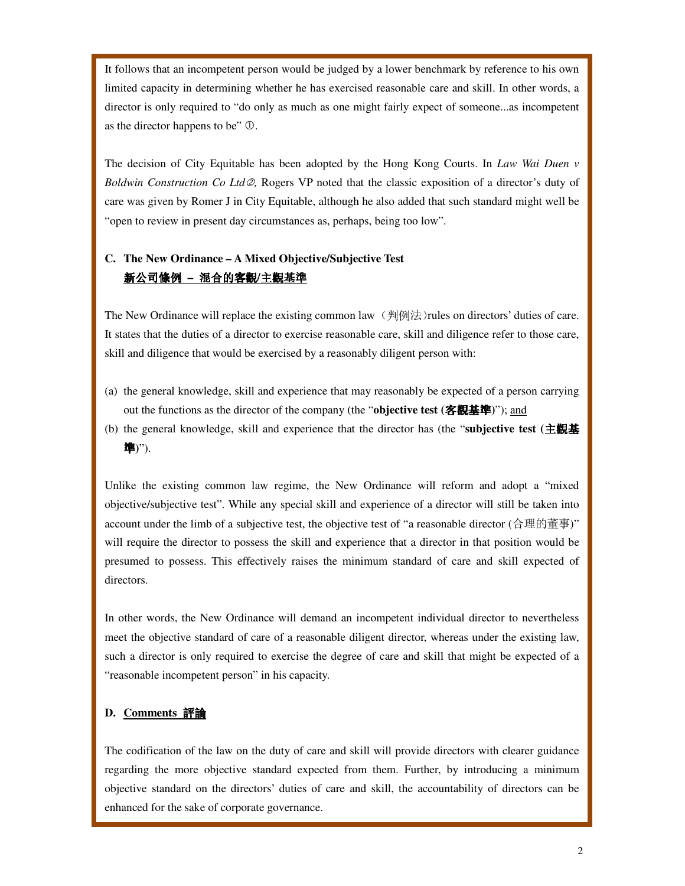It follows that an incompetent person would be judged by a lower benchmark by reference to his own limited capacity in determining whether he has exercised reasonable care and skill. In other words, a director is only required to "do only as much as one might fairly expect of someone...as incompetent as the director happens to be" ①.

The decision of City Equitable has been adopted by the Hong Kong Courts. In *Law Wai Duen v Boldwin Construction Co Ltd*②*,* Rogers VP noted that the classic exposition of a director's duty of care was given by Romer J in City Equitable, although he also added that such standard might well be "open to review in present day circumstances as, perhaps, being too low".

### C. The New Ordinance – A Mixed Objective/Subjective Test
### 新公司條例 – 混合的客觀/主觀基準

The New Ordinance will replace the existing common law（判例法）rules on directors' duties of care. It states that the duties of a director to exercise reasonable care, skill and diligence refer to those care, skill and diligence that would be exercised by a reasonably diligent person with:

(a) the general knowledge, skill and experience that may reasonably be expected of a person carrying out the functions as the director of the company (the "**objective test (客觀基準)**"); and
(b) the general knowledge, skill and experience that the director has (the "**subjective test (主觀基準)**").

Unlike the existing common law regime, the New Ordinance will reform and adopt a "mixed objective/subjective test". While any special skill and experience of a director will still be taken into account under the limb of a subjective test, the objective test of "a reasonable director (合理的董事)" will require the director to possess the skill and experience that a director in that position would be presumed to possess. This effectively raises the minimum standard of care and skill expected of directors.

In other words, the New Ordinance will demand an incompetent individual director to nevertheless meet the objective standard of care of a reasonable diligent director, whereas under the existing law, such a director is only required to exercise the degree of care and skill that might be expected of a "reasonable incompetent person" in his capacity.

### D. Comments 評論

The codification of the law on the duty of care and skill will provide directors with clearer guidance regarding the more objective standard expected from them. Further, by introducing a minimum objective standard on the directors' duties of care and skill, the accountability of directors can be enhanced for the sake of corporate governance.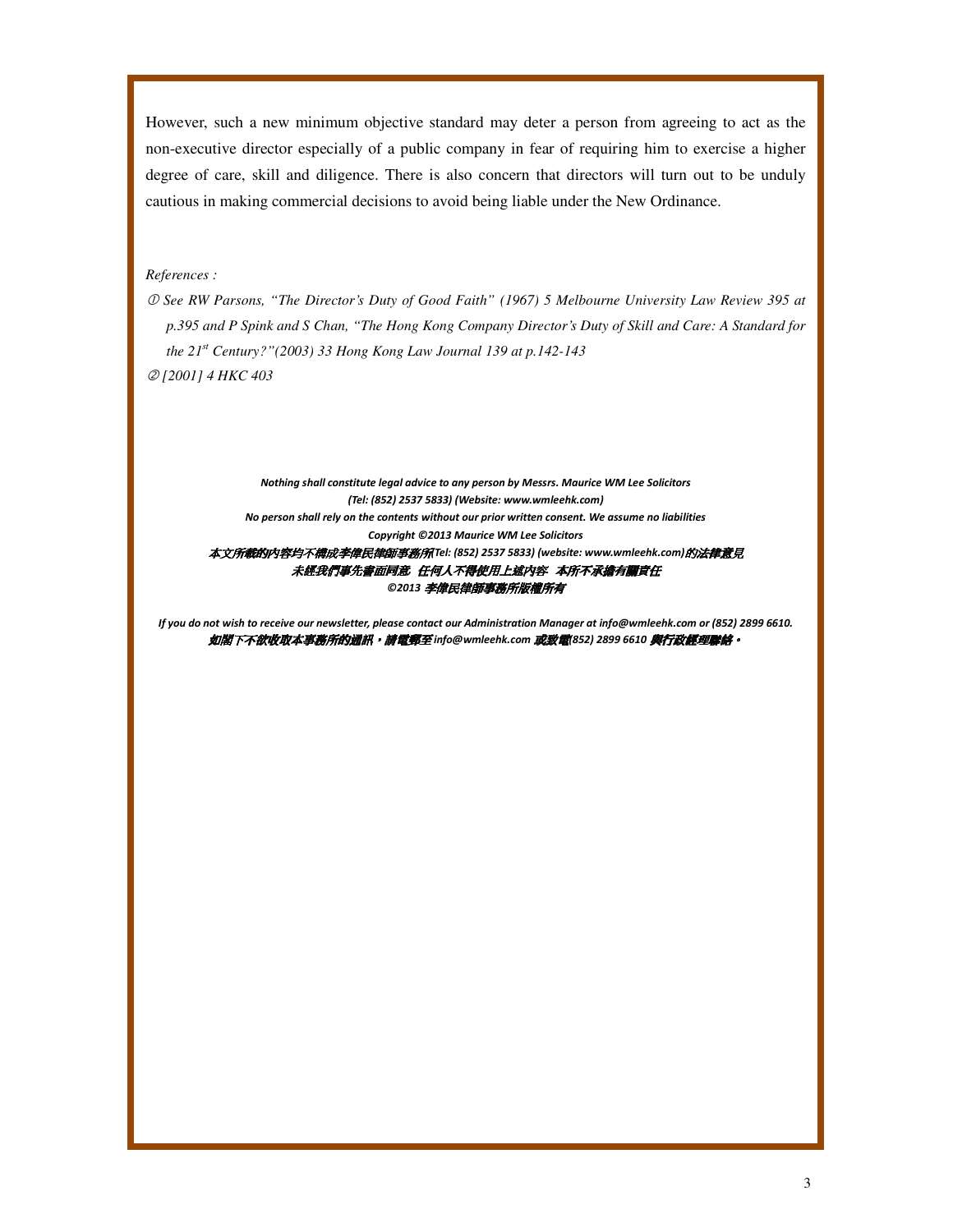However, such a new minimum objective standard may deter a person from agreeing to act as the non-executive director especially of a public company in fear of requiring him to exercise a higher degree of care, skill and diligence. There is also concern that directors will turn out to be unduly cautious in making commercial decisions to avoid being liable under the New Ordinance.

*References :*

*① See RW Parsons, "The Director's Duty of Good Faith" (1967) 5 Melbourne University Law Review 395 at p.395 and P Spink and S Chan, "The Hong Kong Company Director's Duty of Skill and Care: A Standard for the 21st Century?"(2003) 33 Hong Kong Law Journal 139 at p.142-143*

*② [2001] 4 HKC 403*

***Nothing shall constitute legal advice to any person by Messrs. Maurice WM Lee Solicitors (Tel: (852) 2537 5833) (Website: www.wmleehk.com)***
***No person shall rely on the contents without our prior written consent. We assume no liabilities***
***Copyright ©2013 Maurice WM Lee Solicitors***
***本文所載的內容均不構成李偉民律師事務所(Tel: (852) 2537 5833) (website: www.wmleehk.com)的法律意見***
***未經我們事先書面同意，任何人不得使用上述內容，本所不承擔有關責任***
***©2013 李偉民律師事務所版權所有***

***If you do not wish to receive our newsletter, please contact our Administration Manager at info@wmleehk.com or (852) 2899 6610.***
***如閣下不欲收取本事務所的通訊，請電郵至 info@wmleehk.com 或致電(852) 2899 6610 與行政經理聯絡。***